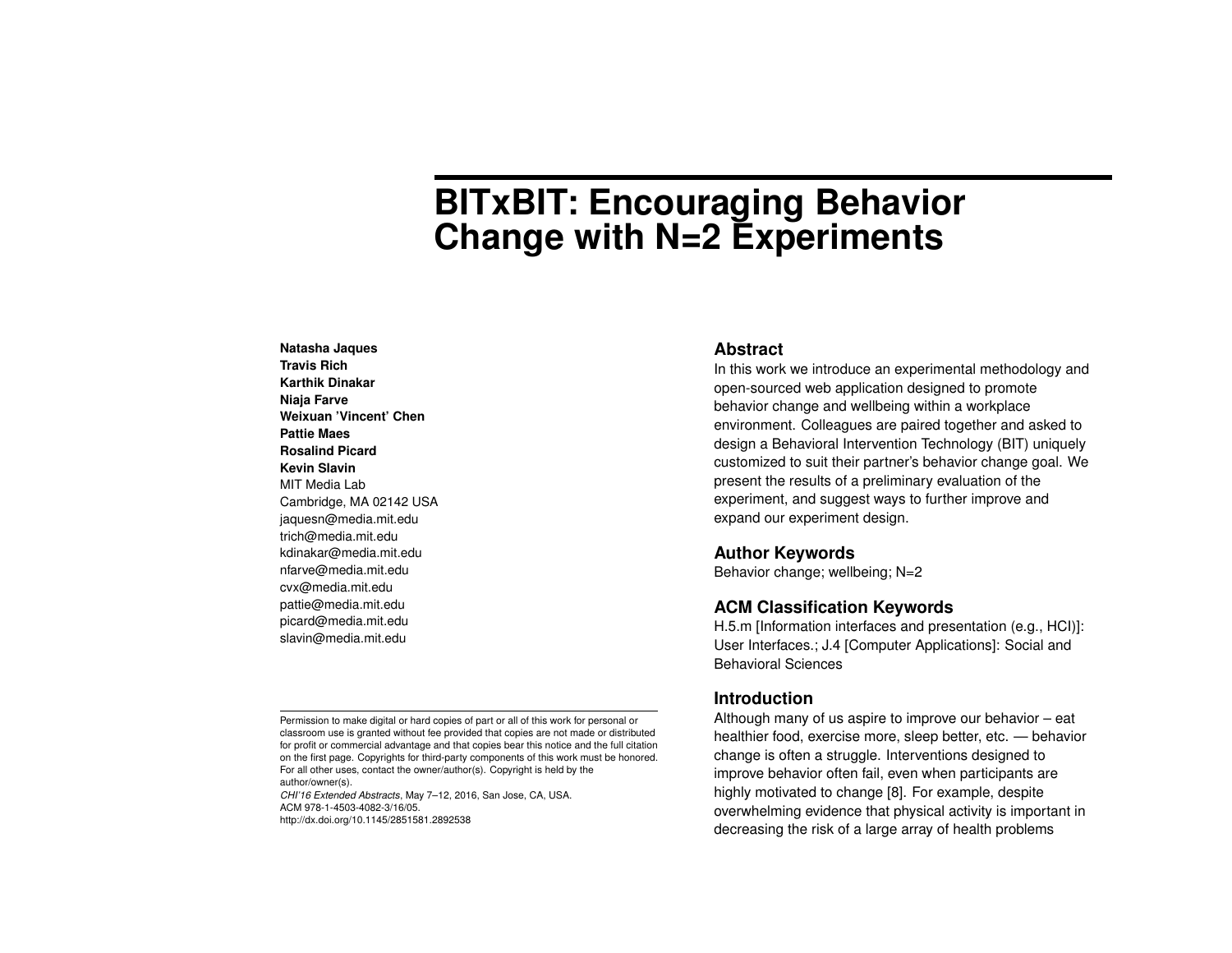# BITxBIT: Encouraging Behavior Change with N=2 Experiments

**Natasha Jaques**
**Travis Rich**
**Karthik Dinakar**
**Niaja Farve**
**Weixuan 'Vincent' Chen**
**Pattie Maes**
**Rosalind Picard**
**Kevin Slavin**
MIT Media Lab
Cambridge, MA 02142 USA
jaquesn@media.mit.edu
trich@media.mit.edu
kdinakar@media.mit.edu
nfarve@media.mit.edu
cvx@media.mit.edu
pattie@media.mit.edu
picard@media.mit.edu
slavin@media.mit.edu

Permission to make digital or hard copies of part or all of this work for personal or classroom use is granted without fee provided that copies are not made or distributed for profit or commercial advantage and that copies bear this notice and the full citation on the first page. Copyrights for third-party components of this work must be honored. For all other uses, contact the owner/author(s). Copyright is held by the author/owner(s).
*CHI'16 Extended Abstracts*, May 7–12, 2016, San Jose, CA, USA.
ACM 978-1-4503-4082-3/16/05.
http://dx.doi.org/10.1145/2851581.2892538

## Abstract

In this work we introduce an experimental methodology and open-sourced web application designed to promote behavior change and wellbeing within a workplace environment. Colleagues are paired together and asked to design a Behavioral Intervention Technology (BIT) uniquely customized to suit their partner's behavior change goal. We present the results of a preliminary evaluation of the experiment, and suggest ways to further improve and expand our experiment design.

## Author Keywords

Behavior change; wellbeing; N=2

## ACM Classification Keywords

H.5.m [Information interfaces and presentation (e.g., HCI)]: User Interfaces.; J.4 [Computer Applications]: Social and Behavioral Sciences

## Introduction

Although many of us aspire to improve our behavior – eat healthier food, exercise more, sleep better, etc. — behavior change is often a struggle. Interventions designed to improve behavior often fail, even when participants are highly motivated to change [8]. For example, despite overwhelming evidence that physical activity is important in decreasing the risk of a large array of health problems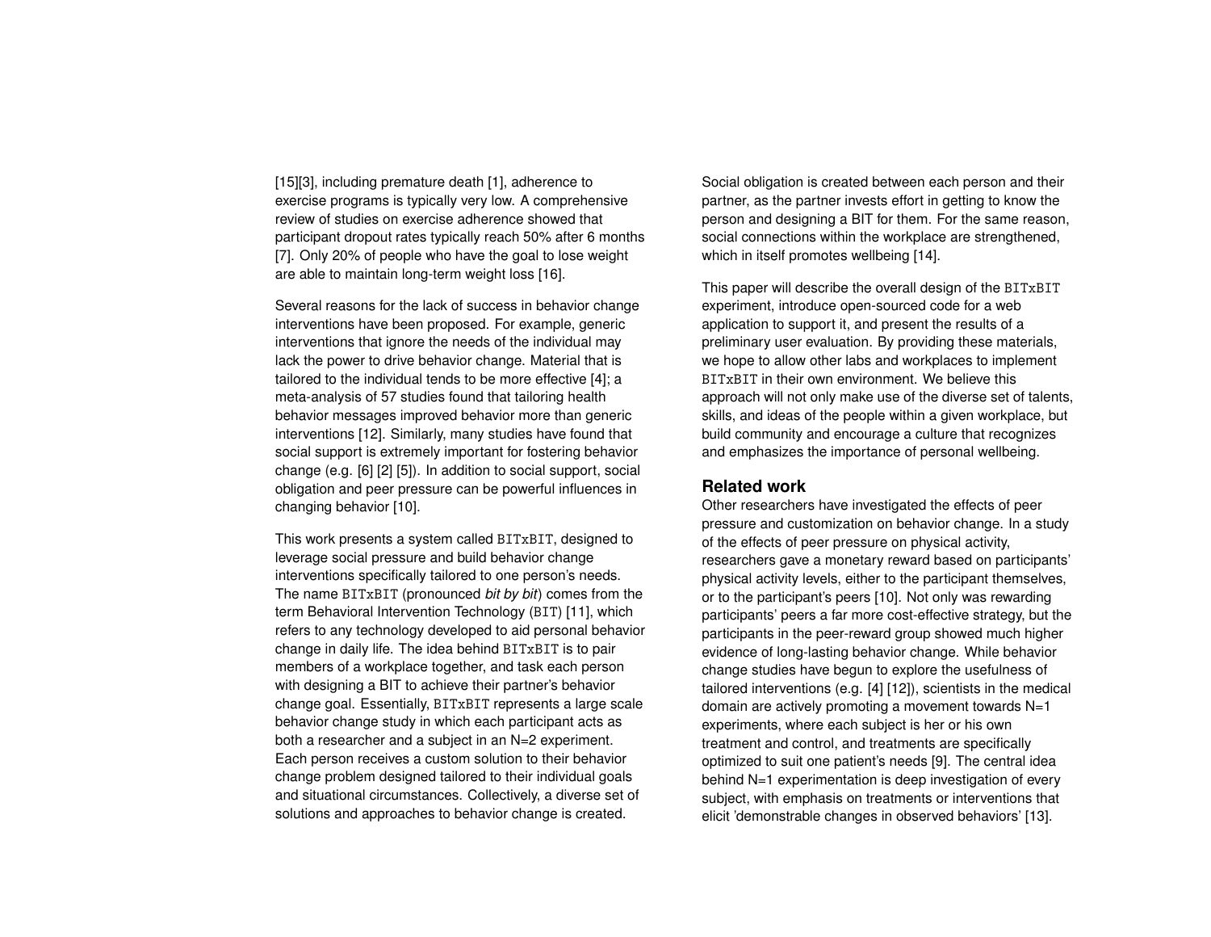[15][3], including premature death [1], adherence to exercise programs is typically very low. A comprehensive review of studies on exercise adherence showed that participant dropout rates typically reach 50% after 6 months [7]. Only 20% of people who have the goal to lose weight are able to maintain long-term weight loss [16].

Several reasons for the lack of success in behavior change interventions have been proposed. For example, generic interventions that ignore the needs of the individual may lack the power to drive behavior change. Material that is tailored to the individual tends to be more effective [4]; a meta-analysis of 57 studies found that tailoring health behavior messages improved behavior more than generic interventions [12]. Similarly, many studies have found that social support is extremely important for fostering behavior change (e.g. [6] [2] [5]). In addition to social support, social obligation and peer pressure can be powerful influences in changing behavior [10].

This work presents a system called BITxBIT, designed to leverage social pressure and build behavior change interventions specifically tailored to one person's needs. The name BITxBIT (pronounced *bit by bit*) comes from the term Behavioral Intervention Technology (BIT) [11], which refers to any technology developed to aid personal behavior change in daily life. The idea behind BITxBIT is to pair members of a workplace together, and task each person with designing a BIT to achieve their partner's behavior change goal. Essentially, BITxBIT represents a large scale behavior change study in which each participant acts as both a researcher and a subject in an N=2 experiment. Each person receives a custom solution to their behavior change problem designed tailored to their individual goals and situational circumstances. Collectively, a diverse set of solutions and approaches to behavior change is created.

Social obligation is created between each person and their partner, as the partner invests effort in getting to know the person and designing a BIT for them. For the same reason, social connections within the workplace are strengthened, which in itself promotes wellbeing [14].

This paper will describe the overall design of the BITxBIT experiment, introduce open-sourced code for a web application to support it, and present the results of a preliminary user evaluation. By providing these materials, we hope to allow other labs and workplaces to implement BITxBIT in their own environment. We believe this approach will not only make use of the diverse set of talents, skills, and ideas of the people within a given workplace, but build community and encourage a culture that recognizes and emphasizes the importance of personal wellbeing.

## Related work

Other researchers have investigated the effects of peer pressure and customization on behavior change. In a study of the effects of peer pressure on physical activity, researchers gave a monetary reward based on participants' physical activity levels, either to the participant themselves, or to the participant's peers [10]. Not only was rewarding participants' peers a far more cost-effective strategy, but the participants in the peer-reward group showed much higher evidence of long-lasting behavior change. While behavior change studies have begun to explore the usefulness of tailored interventions (e.g. [4] [12]), scientists in the medical domain are actively promoting a movement towards N=1 experiments, where each subject is her or his own treatment and control, and treatments are specifically optimized to suit one patient's needs [9]. The central idea behind N=1 experimentation is deep investigation of every subject, with emphasis on treatments or interventions that elicit 'demonstrable changes in observed behaviors' [13].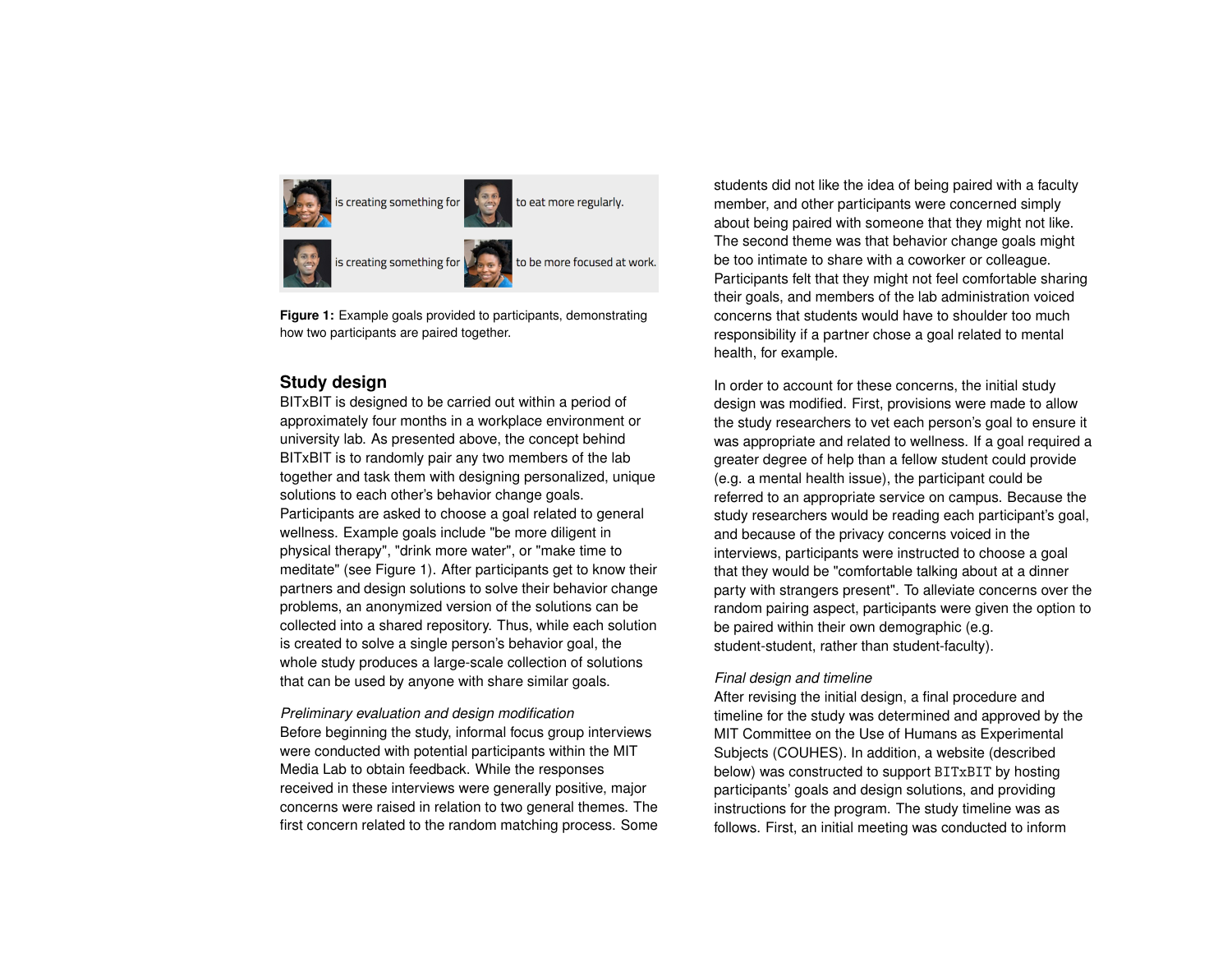is creating something for to eat more regularly.

is creating something for to be more focused at work.

**Figure 1:** Example goals provided to participants, demonstrating how two participants are paired together.

## Study design

BITxBIT is designed to be carried out within a period of approximately four months in a workplace environment or university lab. As presented above, the concept behind BITxBIT is to randomly pair any two members of the lab together and task them with designing personalized, unique solutions to each other's behavior change goals. Participants are asked to choose a goal related to general wellness. Example goals include "be more diligent in physical therapy", "drink more water", or "make time to meditate" (see Figure 1). After participants get to know their partners and design solutions to solve their behavior change problems, an anonymized version of the solutions can be collected into a shared repository. Thus, while each solution is created to solve a single person's behavior goal, the whole study produces a large-scale collection of solutions that can be used by anyone with share similar goals.

*Preliminary evaluation and design modification*

Before beginning the study, informal focus group interviews were conducted with potential participants within the MIT Media Lab to obtain feedback. While the responses received in these interviews were generally positive, major concerns were raised in relation to two general themes. The first concern related to the random matching process. Some students did not like the idea of being paired with a faculty member, and other participants were concerned simply about being paired with someone that they might not like. The second theme was that behavior change goals might be too intimate to share with a coworker or colleague. Participants felt that they might not feel comfortable sharing their goals, and members of the lab administration voiced concerns that students would have to shoulder too much responsibility if a partner chose a goal related to mental health, for example.

In order to account for these concerns, the initial study design was modified. First, provisions were made to allow the study researchers to vet each person's goal to ensure it was appropriate and related to wellness. If a goal required a greater degree of help than a fellow student could provide (e.g. a mental health issue), the participant could be referred to an appropriate service on campus. Because the study researchers would be reading each participant's goal, and because of the privacy concerns voiced in the interviews, participants were instructed to choose a goal that they would be "comfortable talking about at a dinner party with strangers present". To alleviate concerns over the random pairing aspect, participants were given the option to be paired within their own demographic (e.g. student-student, rather than student-faculty).

*Final design and timeline*

After revising the initial design, a final procedure and timeline for the study was determined and approved by the MIT Committee on the Use of Humans as Experimental Subjects (COUHES). In addition, a website (described below) was constructed to support BITxBIT by hosting participants' goals and design solutions, and providing instructions for the program. The study timeline was as follows. First, an initial meeting was conducted to inform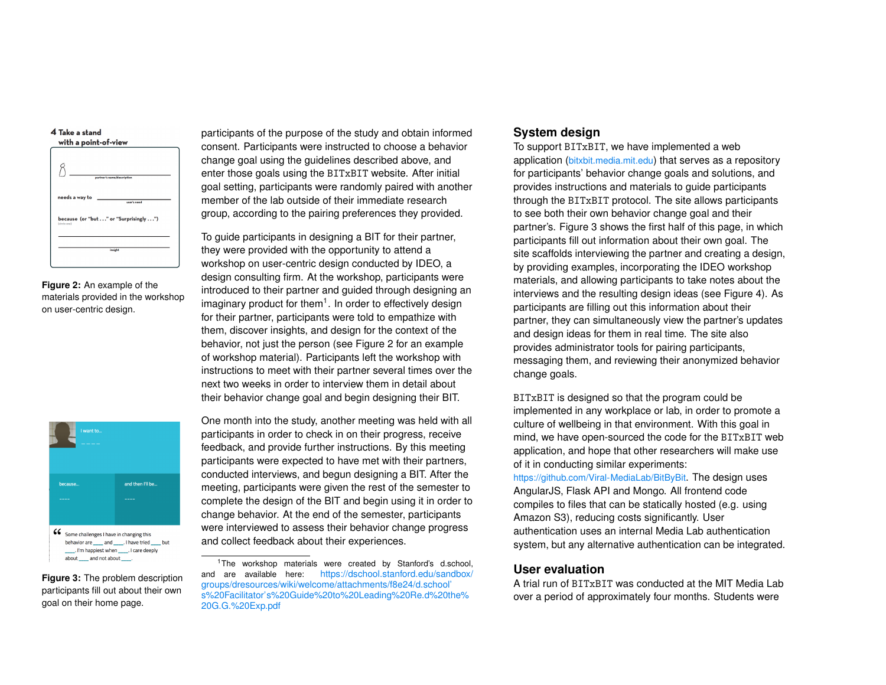participants of the purpose of the study and obtain informed consent. Participants were instructed to choose a behavior change goal using the guidelines described above, and enter those goals using the BITxBIT website. After initial goal setting, participants were randomly paired with another member of the lab outside of their immediate research group, according to the pairing preferences they provided.

To guide participants in designing a BIT for their partner, they were provided with the opportunity to attend a workshop on user-centric design conducted by IDEO, a design consulting firm. At the workshop, participants were introduced to their partner and guided through designing an imaginary product for them[1]. In order to effectively design for their partner, participants were told to empathize with them, discover insights, and design for the context of the behavior, not just the person (see Figure 2 for an example of workshop material). Participants left the workshop with instructions to meet with their partner several times over the next two weeks in order to interview them in detail about their behavior change goal and begin designing their BIT.

**Figure 2:** An example of the materials provided in the workshop on user-centric design.

One month into the study, another meeting was held with all participants in order to check in on their progress, receive feedback, and provide further instructions. By this meeting participants were expected to have met with their partners, conducted interviews, and begun designing a BIT. After the meeting, participants were given the rest of the semester to complete the design of the BIT and begin using it in order to change behavior. At the end of the semester, participants were interviewed to assess their behavior change progress and collect feedback about their experiences.

**Figure 3:** The problem description participants fill out about their own goal on their home page.

[1] The workshop materials were created by Stanford's d.school, and are available here: https://dschool.stanford.edu/sandbox/groups/dresources/wiki/welcome/attachments/f8e24/d.school's%20Facilitator's%20Guide%20to%20Leading%20Re.d%20the%20G.G.%20Exp.pdf

## System design

To support BITxBIT, we have implemented a web application (bitxbit.media.mit.edu) that serves as a repository for participants' behavior change goals and solutions, and provides instructions and materials to guide participants through the BITxBIT protocol. The site allows participants to see both their own behavior change goal and their partner's. Figure 3 shows the first half of this page, in which participants fill out information about their own goal. The site scaffolds interviewing the partner and creating a design, by providing examples, incorporating the IDEO workshop materials, and allowing participants to take notes about the interviews and the resulting design ideas (see Figure 4). As participants are filling out this information about their partner, they can simultaneously view the partner's updates and design ideas for them in real time. The site also provides administrator tools for pairing participants, messaging them, and reviewing their anonymized behavior change goals.

BITxBIT is designed so that the program could be implemented in any workplace or lab, in order to promote a culture of wellbeing in that environment. With this goal in mind, we have open-sourced the code for the BITxBIT web application, and hope that other researchers will make use of it in conducting similar experiments: https://github.com/Viral-MediaLab/BitByBit. The design uses AngularJS, Flask API and Mongo. All frontend code compiles to files that can be statically hosted (e.g. using Amazon S3), reducing costs significantly. User authentication uses an internal Media Lab authentication system, but any alternative authentication can be integrated.

## User evaluation

A trial run of BITxBIT was conducted at the MIT Media Lab over a period of approximately four months. Students were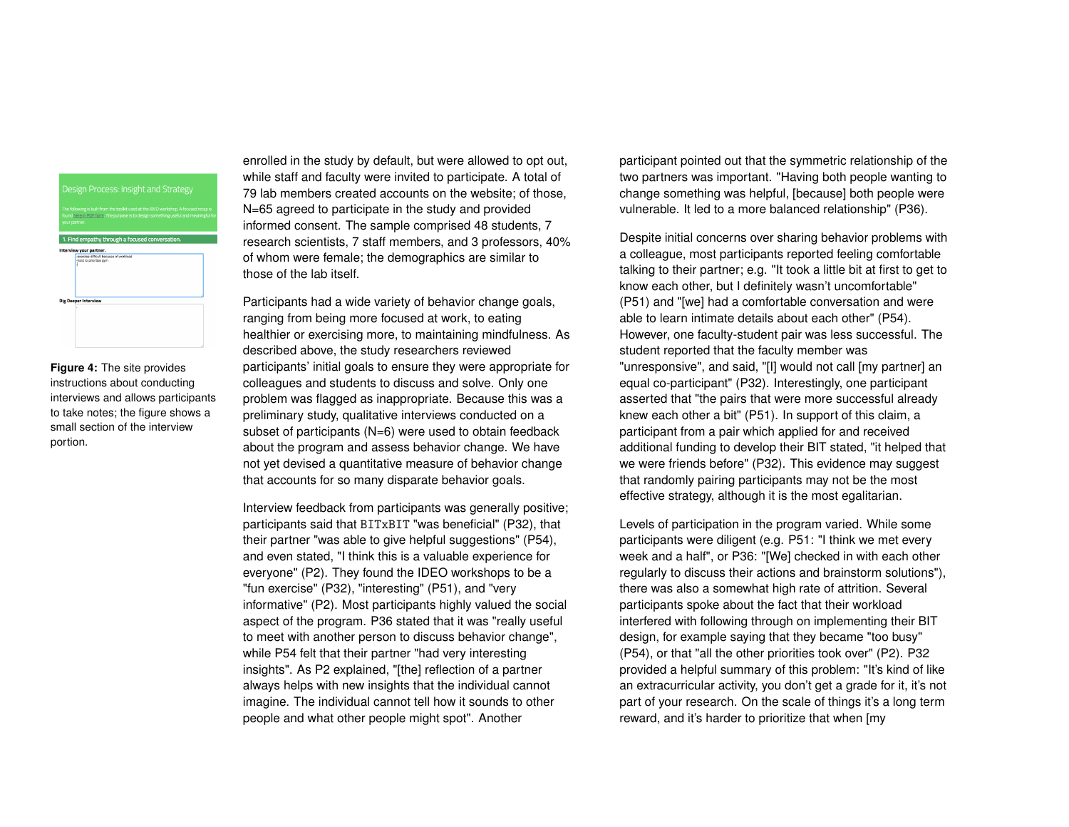**Figure 4:** The site provides instructions about conducting interviews and allows participants to take notes; the figure shows a small section of the interview portion.

enrolled in the study by default, but were allowed to opt out, while staff and faculty were invited to participate. A total of 79 lab members created accounts on the website; of those, N=65 agreed to participate in the study and provided informed consent. The sample comprised 48 students, 7 research scientists, 7 staff members, and 3 professors, 40% of whom were female; the demographics are similar to those of the lab itself.

Participants had a wide variety of behavior change goals, ranging from being more focused at work, to eating healthier or exercising more, to maintaining mindfulness. As described above, the study researchers reviewed participants' initial goals to ensure they were appropriate for colleagues and students to discuss and solve. Only one problem was flagged as inappropriate. Because this was a preliminary study, qualitative interviews conducted on a subset of participants (N=6) were used to obtain feedback about the program and assess behavior change. We have not yet devised a quantitative measure of behavior change that accounts for so many disparate behavior goals.

Interview feedback from participants was generally positive; participants said that BITxBIT "was beneficial" (P32), that their partner "was able to give helpful suggestions" (P54), and even stated, "I think this is a valuable experience for everyone" (P2). They found the IDEO workshops to be a "fun exercise" (P32), "interesting" (P51), and "very informative" (P2). Most participants highly valued the social aspect of the program. P36 stated that it was "really useful to meet with another person to discuss behavior change", while P54 felt that their partner "had very interesting insights". As P2 explained, "[the] reflection of a partner always helps with new insights that the individual cannot imagine. The individual cannot tell how it sounds to other people and what other people might spot". Another participant pointed out that the symmetric relationship of the two partners was important. "Having both people wanting to change something was helpful, [because] both people were vulnerable. It led to a more balanced relationship" (P36).

Despite initial concerns over sharing behavior problems with a colleague, most participants reported feeling comfortable talking to their partner; e.g. "It took a little bit at first to get to know each other, but I definitely wasn't uncomfortable" (P51) and "[we] had a comfortable conversation and were able to learn intimate details about each other" (P54). However, one faculty-student pair was less successful. The student reported that the faculty member was "unresponsive", and said, "[I] would not call [my partner] an equal co-participant" (P32). Interestingly, one participant asserted that "the pairs that were more successful already knew each other a bit" (P51). In support of this claim, a participant from a pair which applied for and received additional funding to develop their BIT stated, "it helped that we were friends before" (P32). This evidence may suggest that randomly pairing participants may not be the most effective strategy, although it is the most egalitarian.

Levels of participation in the program varied. While some participants were diligent (e.g. P51: "I think we met every week and a half", or P36: "[We] checked in with each other regularly to discuss their actions and brainstorm solutions"), there was also a somewhat high rate of attrition. Several participants spoke about the fact that their workload interfered with following through on implementing their BIT design, for example saying that they became "too busy" (P54), or that "all the other priorities took over" (P2). P32 provided a helpful summary of this problem: "It's kind of like an extracurricular activity, you don't get a grade for it, it's not part of your research. On the scale of things it's a long term reward, and it's harder to prioritize that when [my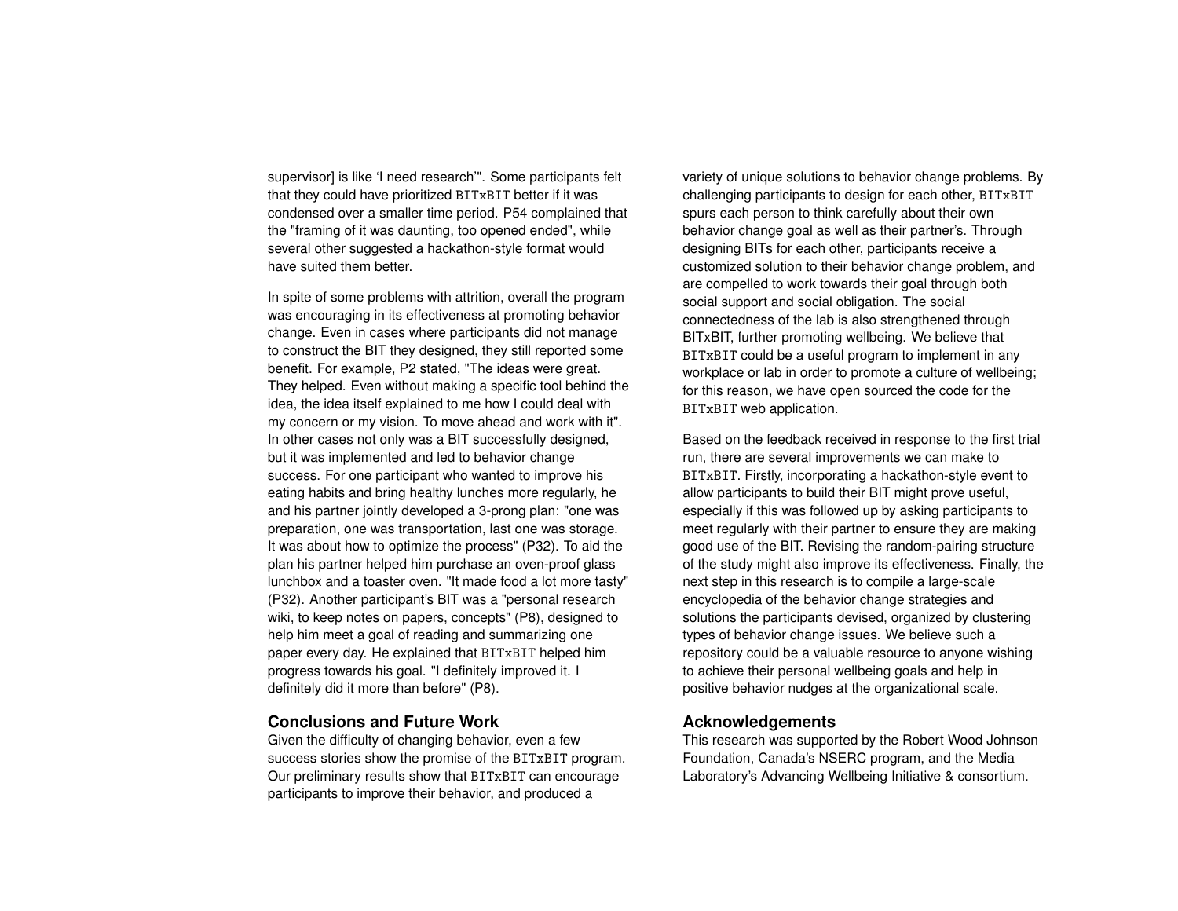supervisor] is like ‘I need research’". Some participants felt that they could have prioritized BITxBIT better if it was condensed over a smaller time period. P54 complained that the "framing of it was daunting, too opened ended", while several other suggested a hackathon-style format would have suited them better.

In spite of some problems with attrition, overall the program was encouraging in its effectiveness at promoting behavior change. Even in cases where participants did not manage to construct the BIT they designed, they still reported some benefit. For example, P2 stated, "The ideas were great. They helped. Even without making a specific tool behind the idea, the idea itself explained to me how I could deal with my concern or my vision. To move ahead and work with it". In other cases not only was a BIT successfully designed, but it was implemented and led to behavior change success. For one participant who wanted to improve his eating habits and bring healthy lunches more regularly, he and his partner jointly developed a 3-prong plan: "one was preparation, one was transportation, last one was storage. It was about how to optimize the process" (P32). To aid the plan his partner helped him purchase an oven-proof glass lunchbox and a toaster oven. "It made food a lot more tasty" (P32). Another participant’s BIT was a "personal research wiki, to keep notes on papers, concepts" (P8), designed to help him meet a goal of reading and summarizing one paper every day. He explained that BITxBIT helped him progress towards his goal. "I definitely improved it. I definitely did it more than before" (P8).

## Conclusions and Future Work

Given the difficulty of changing behavior, even a few success stories show the promise of the BITxBIT program. Our preliminary results show that BITxBIT can encourage participants to improve their behavior, and produced a variety of unique solutions to behavior change problems. By challenging participants to design for each other, BITxBIT spurs each person to think carefully about their own behavior change goal as well as their partner’s. Through designing BITs for each other, participants receive a customized solution to their behavior change problem, and are compelled to work towards their goal through both social support and social obligation. The social connectedness of the lab is also strengthened through BITxBIT, further promoting wellbeing. We believe that BITxBIT could be a useful program to implement in any workplace or lab in order to promote a culture of wellbeing; for this reason, we have open sourced the code for the BITxBIT web application.

Based on the feedback received in response to the first trial run, there are several improvements we can make to BITxBIT. Firstly, incorporating a hackathon-style event to allow participants to build their BIT might prove useful, especially if this was followed up by asking participants to meet regularly with their partner to ensure they are making good use of the BIT. Revising the random-pairing structure of the study might also improve its effectiveness. Finally, the next step in this research is to compile a large-scale encyclopedia of the behavior change strategies and solutions the participants devised, organized by clustering types of behavior change issues. We believe such a repository could be a valuable resource to anyone wishing to achieve their personal wellbeing goals and help in positive behavior nudges at the organizational scale.

## Acknowledgements

This research was supported by the Robert Wood Johnson Foundation, Canada’s NSERC program, and the Media Laboratory’s Advancing Wellbeing Initiative & consortium.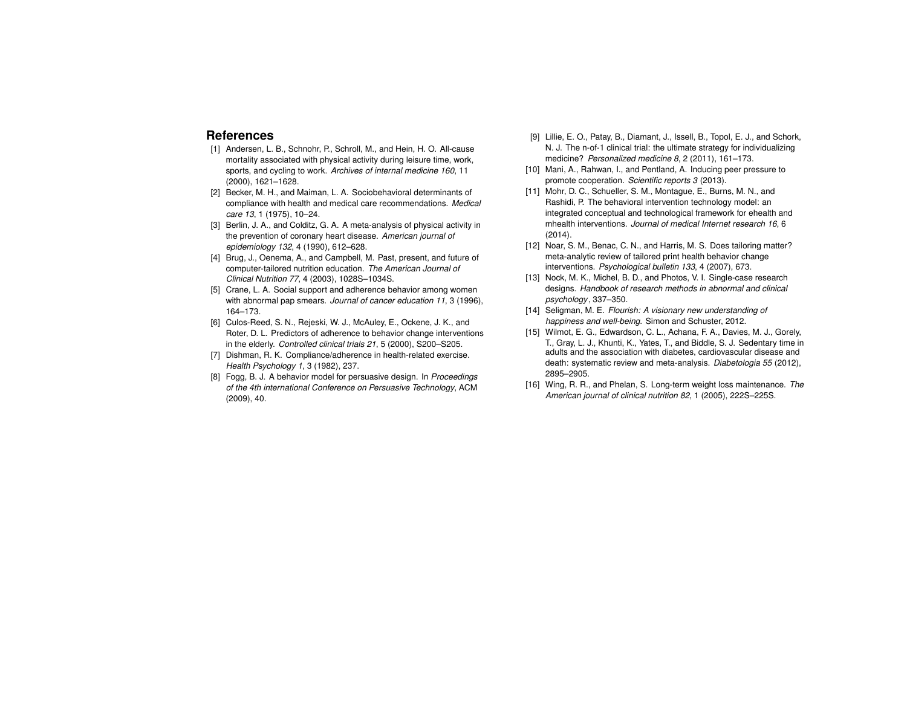## References

[1] Andersen, L. B., Schnohr, P., Schroll, M., and Hein, H. O. All-cause mortality associated with physical activity during leisure time, work, sports, and cycling to work. *Archives of internal medicine 160*, 11 (2000), 1621–1628.

[2] Becker, M. H., and Maiman, L. A. Sociobehavioral determinants of compliance with health and medical care recommendations. *Medical care 13*, 1 (1975), 10–24.

[3] Berlin, J. A., and Colditz, G. A. A meta-analysis of physical activity in the prevention of coronary heart disease. *American journal of epidemiology 132*, 4 (1990), 612–628.

[4] Brug, J., Oenema, A., and Campbell, M. Past, present, and future of computer-tailored nutrition education. *The American Journal of Clinical Nutrition 77*, 4 (2003), 1028S–1034S.

[5] Crane, L. A. Social support and adherence behavior among women with abnormal pap smears. *Journal of cancer education 11*, 3 (1996), 164–173.

[6] Culos-Reed, S. N., Rejeski, W. J., McAuley, E., Ockene, J. K., and Roter, D. L. Predictors of adherence to behavior change interventions in the elderly. *Controlled clinical trials 21*, 5 (2000), S200–S205.

[7] Dishman, R. K. Compliance/adherence in health-related exercise. *Health Psychology 1*, 3 (1982), 237.

[8] Fogg, B. J. A behavior model for persuasive design. In *Proceedings of the 4th international Conference on Persuasive Technology*, ACM (2009), 40.

[9] Lillie, E. O., Patay, B., Diamant, J., Issell, B., Topol, E. J., and Schork, N. J. The n-of-1 clinical trial: the ultimate strategy for individualizing medicine? *Personalized medicine 8*, 2 (2011), 161–173.

[10] Mani, A., Rahwan, I., and Pentland, A. Inducing peer pressure to promote cooperation. *Scientific reports 3* (2013).

[11] Mohr, D. C., Schueller, S. M., Montague, E., Burns, M. N., and Rashidi, P. The behavioral intervention technology model: an integrated conceptual and technological framework for ehealth and mhealth interventions. *Journal of medical Internet research 16*, 6 (2014).

[12] Noar, S. M., Benac, C. N., and Harris, M. S. Does tailoring matter? meta-analytic review of tailored print health behavior change interventions. *Psychological bulletin 133*, 4 (2007), 673.

[13] Nock, M. K., Michel, B. D., and Photos, V. I. Single-case research designs. *Handbook of research methods in abnormal and clinical psychology*, 337–350.

[14] Seligman, M. E. *Flourish: A visionary new understanding of happiness and well-being.* Simon and Schuster, 2012.

[15] Wilmot, E. G., Edwardson, C. L., Achana, F. A., Davies, M. J., Gorely, T., Gray, L. J., Khunti, K., Yates, T., and Biddle, S. J. Sedentary time in adults and the association with diabetes, cardiovascular disease and death: systematic review and meta-analysis. *Diabetologia 55* (2012), 2895–2905.

[16] Wing, R. R., and Phelan, S. Long-term weight loss maintenance. *The American journal of clinical nutrition 82*, 1 (2005), 222S–225S.